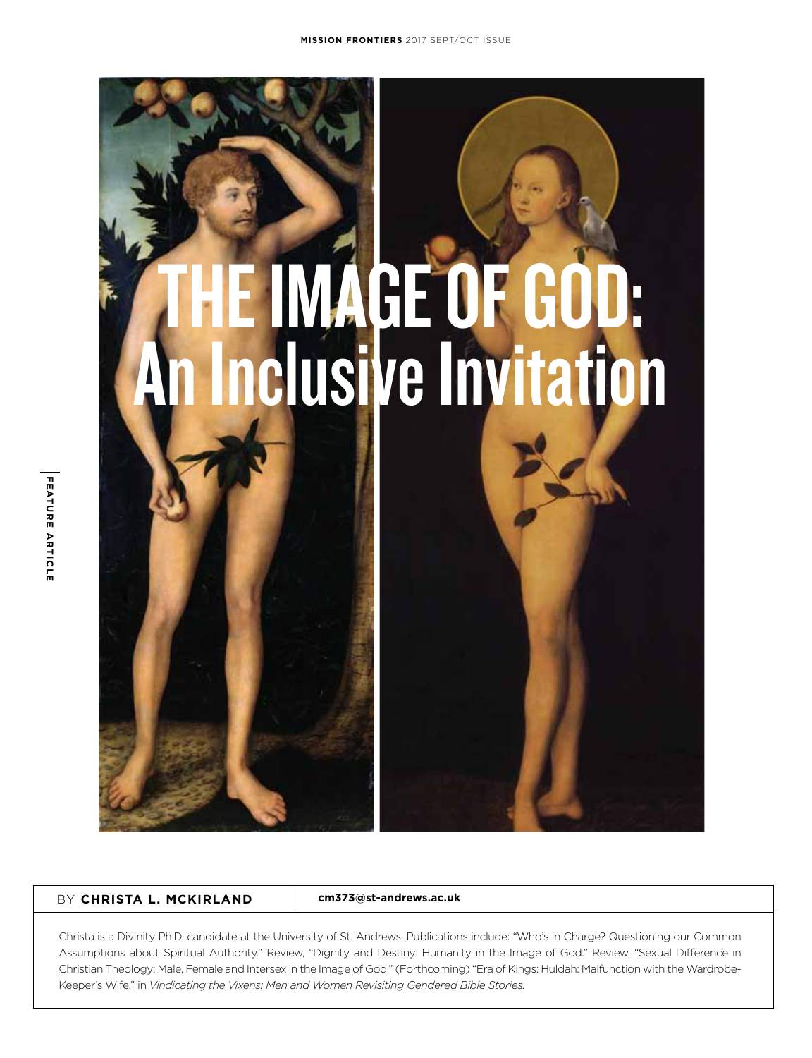# THE IMAGE OF GOD: An Inclusive Invitation

BY **CHRISTA L. MCKIRLAND** | **cm373@st-andrews.ac.uk**

Christa is a Divinity Ph.D. candidate at the University of St. Andrews. Publications include: "Who's in Charge? Questioning our Common Assumptions about Spiritual Authority." Review, "Dignity and Destiny: Humanity in the Image of God." Review, "Sexual Difference in Christian Theology: Male, Female and Intersex in the Image of God." (Forthcoming) "Era of Kings: Huldah: Malfunction with the Wardrobe-Keeper's Wife," in *Vindicating the Vixens: Men and Women Revisiting Gendered Bible Stories.*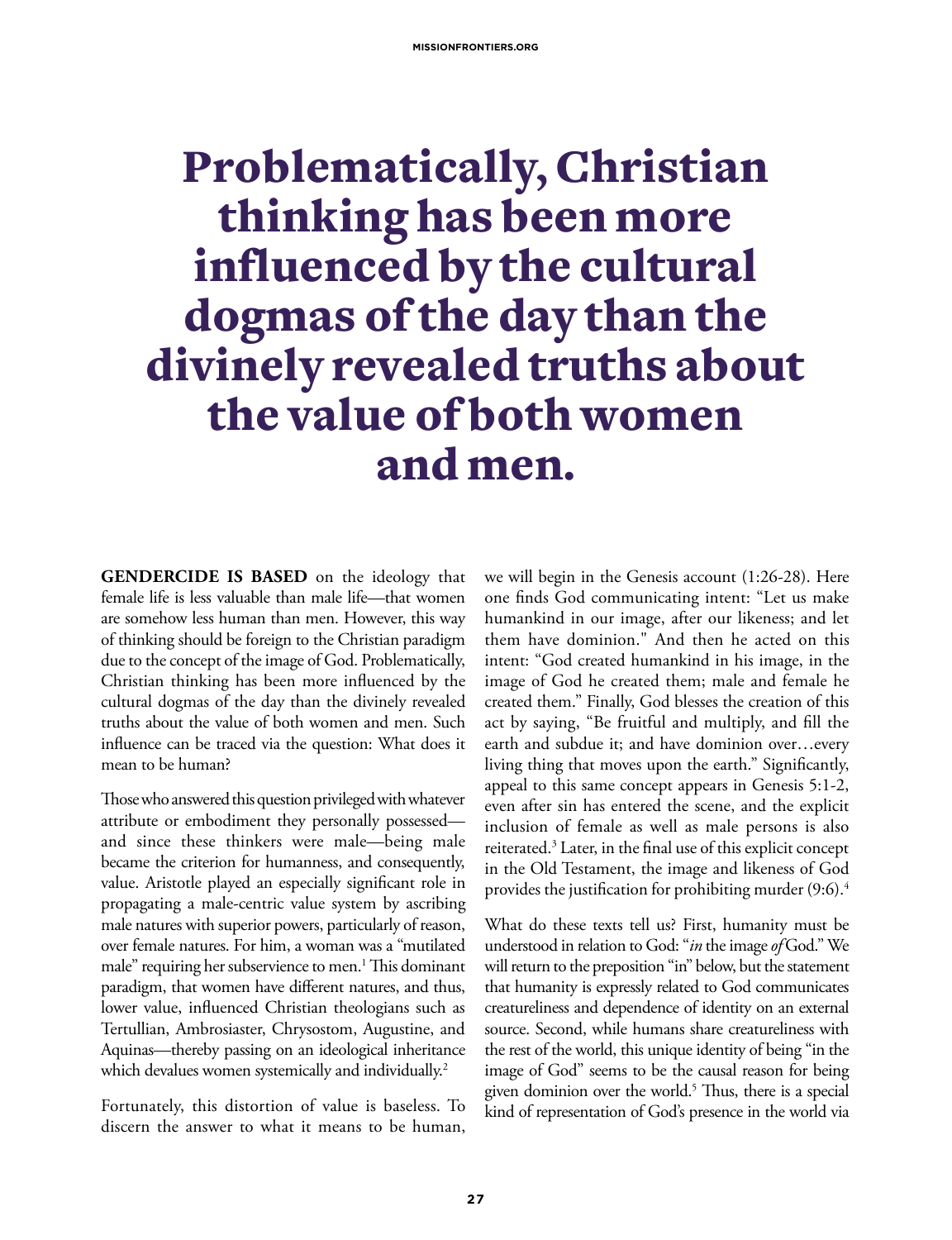# Problematically, Christian thinking has been more influenced by the cultural dogmas of the day than the divinely revealed truths about the value of both women and men.

**GENDERCIDE IS BASED** on the ideology that female life is less valuable than male life—that women are somehow less human than men. However, this way of thinking should be foreign to the Christian paradigm due to the concept of the image of God. Problematically, Christian thinking has been more influenced by the cultural dogmas of the day than the divinely revealed truths about the value of both women and men. Such influence can be traced via the question: What does it mean to be human?

Those who answered this question privileged with whatever attribute or embodiment they personally possessed—and since these thinkers were male—being male became the criterion for humanness, and consequently, value. Aristotle played an especially significant role in propagating a male-centric value system by ascribing male natures with superior powers, particularly of reason, over female natures. For him, a woman was a "mutilated male" requiring her subservience to men.[1] This dominant paradigm, that women have different natures, and thus, lower value, influenced Christian theologians such as Tertullian, Ambrosiaster, Chrysostom, Augustine, and Aquinas—thereby passing on an ideological inheritance which devalues women systemically and individually.[2]

Fortunately, this distortion of value is baseless. To discern the answer to what it means to be human, we will begin in the Genesis account (1:26-28). Here one finds God communicating intent: "Let us make humankind in our image, after our likeness; and let them have dominion." And then he acted on this intent: "God created humankind in his image, in the image of God he created them; male and female he created them." Finally, God blesses the creation of this act by saying, "Be fruitful and multiply, and fill the earth and subdue it; and have dominion over…every living thing that moves upon the earth." Significantly, appeal to this same concept appears in Genesis 5:1-2, even after sin has entered the scene, and the explicit inclusion of female as well as male persons is also reiterated.[3] Later, in the final use of this explicit concept in the Old Testament, the image and likeness of God provides the justification for prohibiting murder (9:6).[4]

What do these texts tell us? First, humanity must be understood in relation to God: "*in* the image *of* God." We will return to the preposition "in" below, but the statement that humanity is expressly related to God communicates creatureliness and dependence of identity on an external source. Second, while humans share creatureliness with the rest of the world, this unique identity of being "in the image of God" seems to be the causal reason for being given dominion over the world.[5] Thus, there is a special kind of representation of God's presence in the world via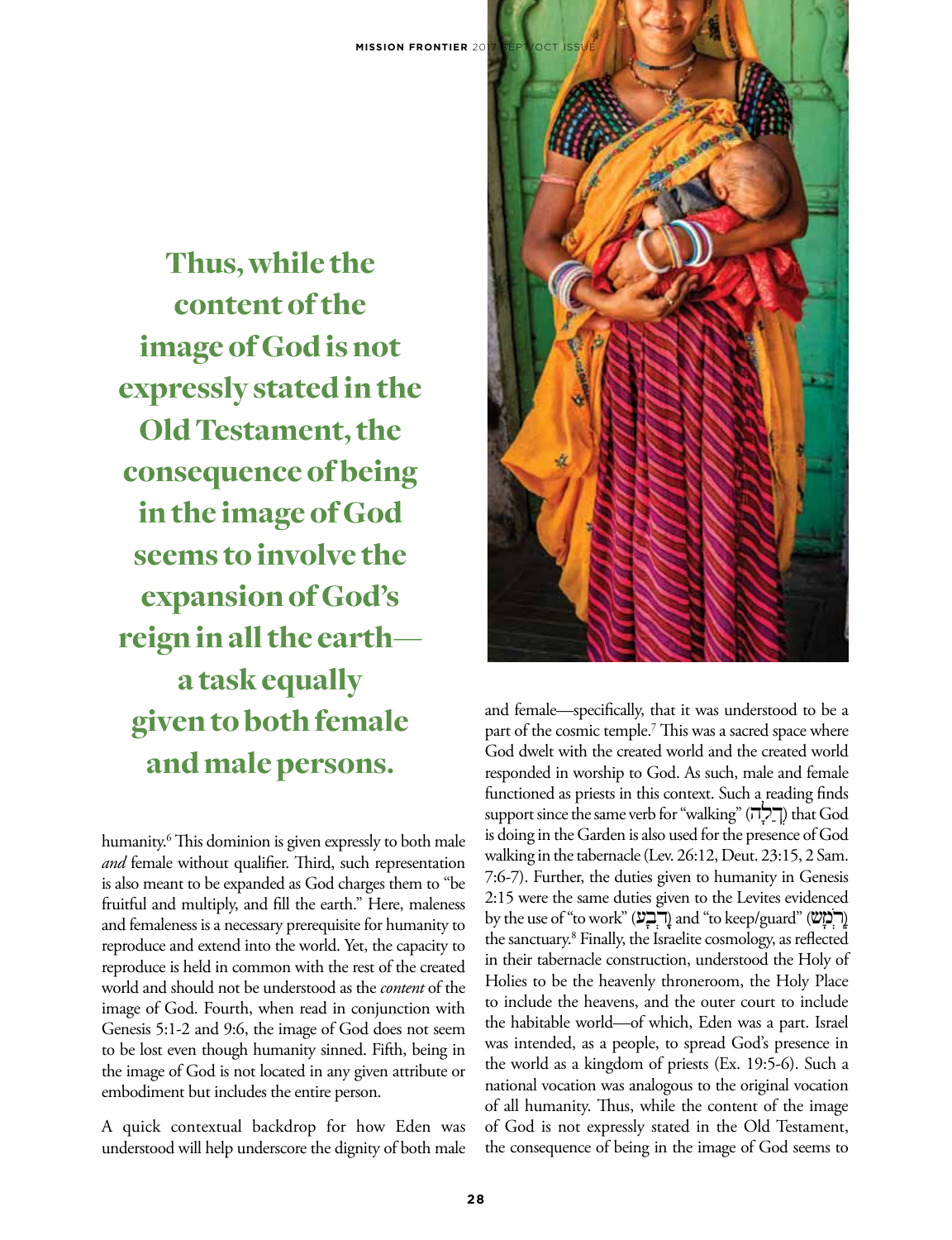**Thus, while the content of the image of God is not expressly stated in the Old Testament, the consequence of being in the image of God seems to involve the expansion of God's reign in all the earth—a task equally given to both female and male persons.**

humanity.[6] This dominion is given expressly to both male *and* female without qualifier. Third, such representation is also meant to be expanded as God charges them to "be fruitful and multiply, and fill the earth." Here, maleness and femaleness is a necessary prerequisite for humanity to reproduce and extend into the world. Yet, the capacity to reproduce is held in common with the rest of the created world and should not be understood as the *content* of the image of God. Fourth, when read in conjunction with Genesis 5:1-2 and 9:6, the image of God does not seem to be lost even though humanity sinned. Fifth, being in the image of God is not located in any given attribute or embodiment but includes the entire person.

A quick contextual backdrop for how Eden was understood will help underscore the dignity of both male and female—specifically, that it was understood to be a part of the cosmic temple.[7] This was a sacred space where God dwelt with the created world and the created world responded in worship to God. As such, male and female functioned as priests in this context. Such a reading finds support since the same verb for "walking" (הָלַךְ) that God is doing in the Garden is also used for the presence of God walking in the tabernacle (Lev. 26:12, Deut. 23:15, 2 Sam. 7:6-7). Further, the duties given to humanity in Genesis 2:15 were the same duties given to the Levites evidenced by the use of "to work" (עָבַד) and "to keep/guard" (שָׁמַר) the sanctuary.[8] Finally, the Israelite cosmology, as reflected in their tabernacle construction, understood the Holy of Holies to be the heavenly throneroom, the Holy Place to include the heavens, and the outer court to include the habitable world—of which, Eden was a part. Israel was intended, as a people, to spread God's presence in the world as a kingdom of priests (Ex. 19:5-6). Such a national vocation was analogous to the original vocation of all humanity. Thus, while the content of the image of God is not expressly stated in the Old Testament, the consequence of being in the image of God seems to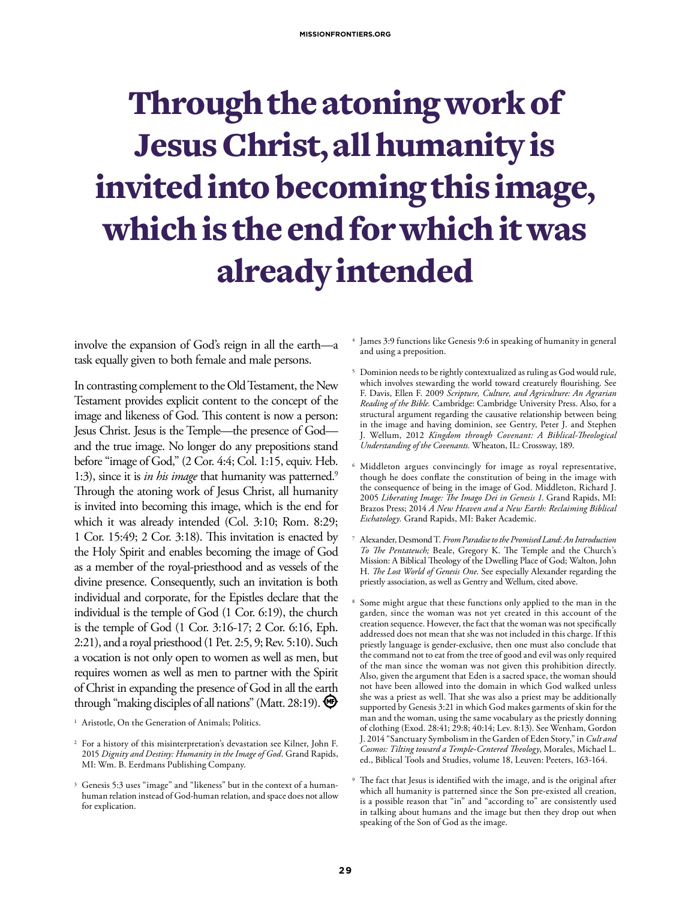# Through the atoning work of Jesus Christ, all humanity is invited into becoming this image, which is the end for which it was already intended

involve the expansion of God's reign in all the earth—a task equally given to both female and male persons.

In contrasting complement to the Old Testament, the New Testament provides explicit content to the concept of the image and likeness of God. This content is now a person: Jesus Christ. Jesus is the Temple—the presence of God—and the true image. No longer do any prepositions stand before "image of God," (2 Cor. 4:4; Col. 1:15, equiv. Heb. 1:3), since it is *in his image* that humanity was patterned.[9] Through the atoning work of Jesus Christ, all humanity is invited into becoming this image, which is the end for which it was already intended (Col. 3:10; Rom. 8:29; 1 Cor. 15:49; 2 Cor. 3:18). This invitation is enacted by the Holy Spirit and enables becoming the image of God as a member of the royal-priesthood and as vessels of the divine presence. Consequently, such an invitation is both individual and corporate, for the Epistles declare that the individual is the temple of God (1 Cor. 6:19), the church is the temple of God (1 Cor. 3:16-17; 2 Cor. 6:16, Eph. 2:21), and a royal priesthood (1 Pet. 2:5, 9; Rev. 5:10). Such a vocation is not only open to women as well as men, but requires women as well as men to partner with the Spirit of Christ in expanding the presence of God in all the earth through "making disciples of all nations" (Matt. 28:19).

[1] Aristotle, On the Generation of Animals; Politics.

[2] For a history of this misinterpretation's devastation see Kilner, John F. 2015 *Dignity and Destiny: Humanity in the Image of God*. Grand Rapids, MI: Wm. B. Eerdmans Publishing Company.

[3] Genesis 5:3 uses "image" and "likeness" but in the context of a human-human relation instead of God-human relation, and space does not allow for explication.

[4] James 3:9 functions like Genesis 9:6 in speaking of humanity in general and using a preposition.

[5] Dominion needs to be rightly contextualized as ruling as God would rule, which involves stewarding the world toward creaturely flourishing. See F. Davis, Ellen F. 2009 *Scripture, Culture, and Agriculture: An Agrarian Reading of the Bible.* Cambridge: Cambridge University Press. Also, for a structural argument regarding the causative relationship between being in the image and having dominion, see Gentry, Peter J. and Stephen J. Wellum, 2012 *Kingdom through Covenant: A Biblical-Theological Understanding of the Covenants.* Wheaton, IL: Crossway, 189.

[6] Middleton argues convincingly for image as royal representative, though he does conflate the constitution of being in the image with the consequence of being in the image of God. Middleton, Richard J. 2005 *Liberating Image: The Imago Dei in Genesis 1*. Grand Rapids, MI: Brazos Press; 2014 *A New Heaven and a New Earth: Reclaiming Biblical Eschatology.* Grand Rapids, MI: Baker Academic.

[7] Alexander, Desmond T. *From Paradise to the Promised Land: An Introduction To The Pentateuch;* Beale, Gregory K. The Temple and the Church's Mission: A Biblical Theology of the Dwelling Place of God; Walton, John H. *The Lost World of Genesis One.* See especially Alexander regarding the priestly association, as well as Gentry and Wellum, cited above.

[8] Some might argue that these functions only applied to the man in the garden, since the woman was not yet created in this account of the creation sequence. However, the fact that the woman was not specifically addressed does not mean that she was not included in this charge. If this priestly language is gender-exclusive, then one must also conclude that the command not to eat from the tree of good and evil was only required of the man since the woman was not given this prohibition directly. Also, given the argument that Eden is a sacred space, the woman should not have been allowed into the domain in which God walked unless she was a priest as well. That she was also a priest may be additionally supported by Genesis 3:21 in which God makes garments of skin for the man and the woman, using the same vocabulary as the priestly donning of clothing (Exod. 28:41; 29:8; 40:14; Lev. 8:13). See Wenham, Gordon J. 2014 "Sanctuary Symbolism in the Garden of Eden Story," in *Cult and Cosmos: Tilting toward a Temple-Centered Theology*, Morales, Michael L. ed., Biblical Tools and Studies, volume 18, Leuven: Peeters, 163-164.

[9] The fact that Jesus is identified with the image, and is the original after which all humanity is patterned since the Son pre-existed all creation, is a possible reason that "in" and "according to" are consistently used in talking about humans and the image but then they drop out when speaking of the Son of God as the image.